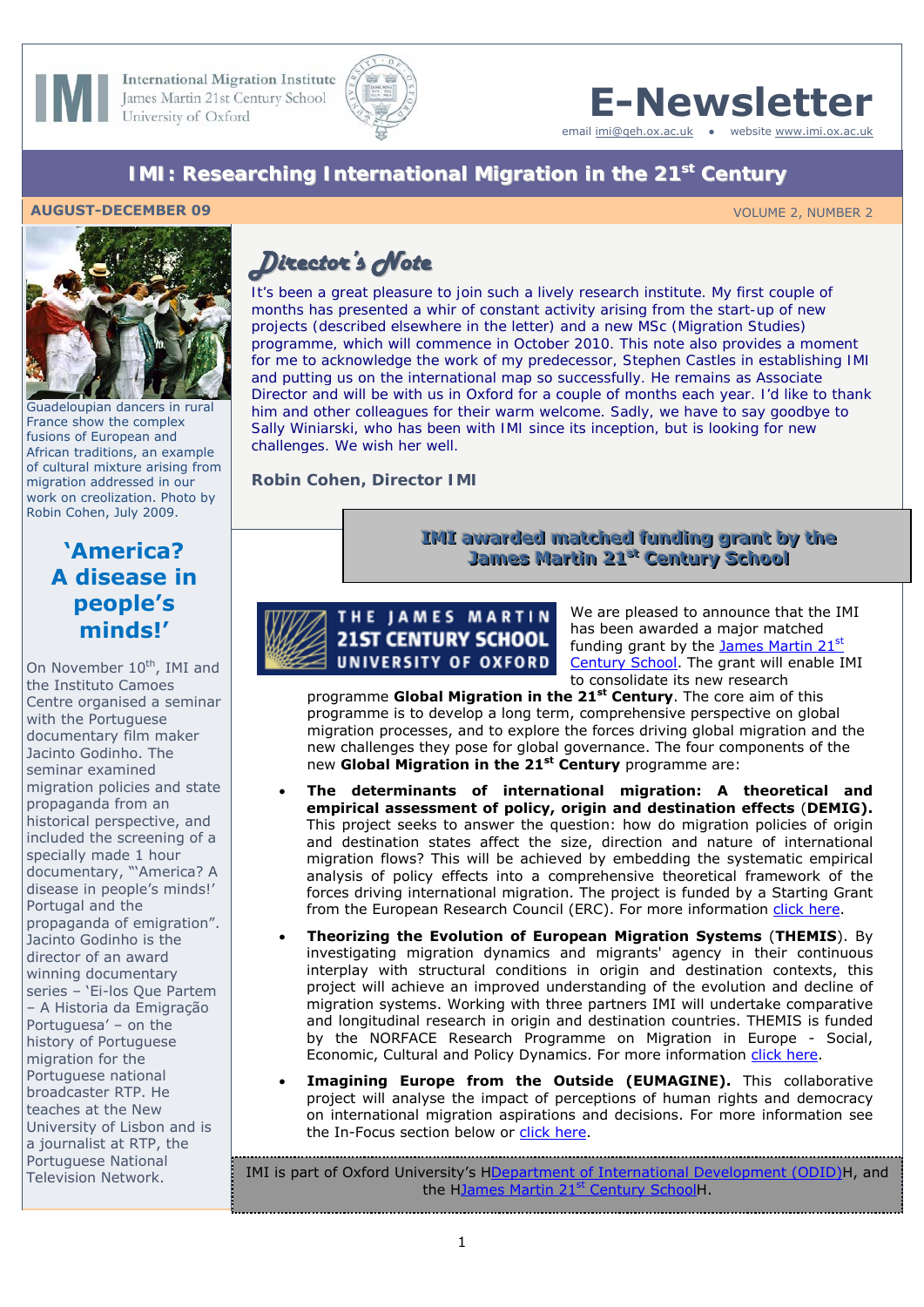International Migration Institute
James Martin 21st Century School
University of Oxford

# E-Newsletter

email imi@qeh.ox.ac.uk • website www.imi.ox.ac.uk

## IMI: Researching International Migration in the 21st Century

**AUGUST-DECEMBER 09**

VOLUME 2, NUMBER 2

## Director's Note

It's been a great pleasure to join such a lively research institute. My first couple of months has presented a whir of constant activity arising from the start-up of new projects (described elsewhere in the letter) and a new MSc (Migration Studies) programme, which will commence in October 2010. This note also provides a moment for me to acknowledge the work of my predecessor, Stephen Castles in establishing IMI and putting us on the international map so successfully. He remains as Associate Director and will be with us in Oxford for a couple of months each year. I'd like to thank him and other colleagues for their warm welcome. Sadly, we have to say goodbye to Sally Winiarski, who has been with IMI since its inception, but is looking for new challenges. We wish her well.

**Robin Cohen, Director IMI**

## IMI awarded matched funding grant by the James Martin 21st Century School

THE JAMES MARTIN 21ST CENTURY SCHOOL UNIVERSITY OF OXFORD

We are pleased to announce that the IMI has been awarded a major matched funding grant by the James Martin 21st Century School. The grant will enable IMI to consolidate its new research programme **Global Migration in the 21st Century**. The core aim of this programme is to develop a long term, comprehensive perspective on global migration processes, and to explore the forces driving global migration and the new challenges they pose for global governance. The four components of the new **Global Migration in the 21st Century** programme are:

- **The determinants of international migration: A theoretical and empirical assessment of policy, origin and destination effects** (**DEMIG).** This project seeks to answer the question: how do migration policies of origin and destination states affect the size, direction and nature of international migration flows? This will be achieved by embedding the systematic empirical analysis of policy effects into a comprehensive theoretical framework of the forces driving international migration. The project is funded by a Starting Grant from the European Research Council (ERC). For more information click here.
- **Theorizing the Evolution of European Migration Systems** (**THEMIS**). By investigating migration dynamics and migrants' agency in their continuous interplay with structural conditions in origin and destination contexts, this project will achieve an improved understanding of the evolution and decline of migration systems. Working with three partners IMI will undertake comparative and longitudinal research in origin and destination countries. THEMIS is funded by the NORFACE Research Programme on Migration in Europe - Social, Economic, Cultural and Policy Dynamics. For more information click here.
- **Imagining Europe from the Outside (EUMAGINE).** This collaborative project will analyse the impact of perceptions of human rights and democracy on international migration aspirations and decisions. For more information see the In-Focus section below or click here.

IMI is part of Oxford University's Department of International Development (ODID), and the James Martin 21st Century School.

Guadeloupian dancers in rural France show the complex fusions of European and African traditions, an example of cultural mixture arising from migration addressed in our work on creolization. Photo by Robin Cohen, July 2009.

## 'America? A disease in people's minds!'

On November 10th, IMI and the Instituto Camoes Centre organised a seminar with the Portuguese documentary film maker Jacinto Godinho. The seminar examined migration policies and state propaganda from an historical perspective, and included the screening of a specially made 1 hour documentary, "'America? A disease in people's minds!' Portugal and the propaganda of emigration". Jacinto Godinho is the director of an award winning documentary series – 'Ei-los Que Partem – A Historia da Emigração Portuguesa' – on the history of Portuguese migration for the Portuguese national broadcaster RTP. He teaches at the New University of Lisbon and is a journalist at RTP, the Portuguese National Television Network.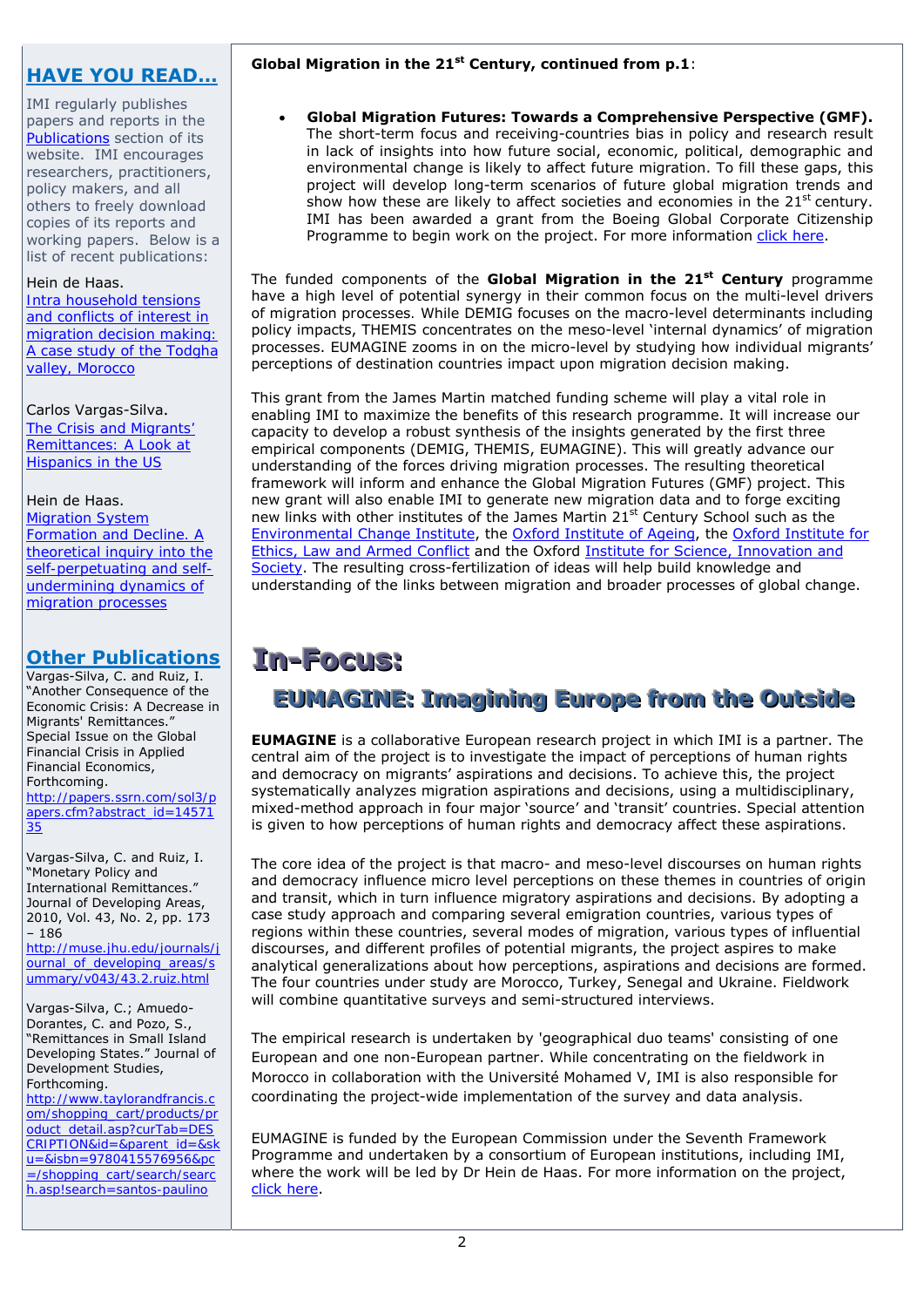## HAVE YOU READ...

IMI regularly publishes papers and reports in the Publications section of its website. IMI encourages researchers, practitioners, policy makers, and all others to freely download copies of its reports and working papers. Below is a list of recent publications:

Hein de Haas.
Intra household tensions and conflicts of interest in migration decision making: A case study of the Todgha valley, Morocco

Carlos Vargas-Silva.
The Crisis and Migrants' Remittances: A Look at Hispanics in the US

Hein de Haas.
Migration System Formation and Decline. A theoretical inquiry into the self-perpetuating and self-undermining dynamics of migration processes

## Other Publications

Vargas-Silva, C. and Ruiz, I. "Another Consequence of the Economic Crisis: A Decrease in Migrants' Remittances." Special Issue on the Global Financial Crisis in Applied Financial Economics, Forthcoming.
http://papers.ssrn.com/sol3/papers.cfm?abstract_id=1457135

Vargas-Silva, C. and Ruiz, I. "Monetary Policy and International Remittances." Journal of Developing Areas, 2010, Vol. 43, No. 2, pp. 173 – 186
http://muse.jhu.edu/journals/journal_of_developing_areas/summary/v043/43.2.ruiz.html

Vargas-Silva, C.; Amuedo-Dorantes, C. and Pozo, S., "Remittances in Small Island Developing States." Journal of Development Studies, Forthcoming.
http://www.taylorandfrancis.com/shopping_cart/products/product_detail.asp?curTab=DESCRIPTION&id=&parent_id=&sku=&isbn=9780415576956&pc=/shopping_cart/search/search.asp!search=santos-paulino

**Global Migration in the 21st Century, continued from p.1**:

- **Global Migration Futures: Towards a Comprehensive Perspective (GMF).** The short-term focus and receiving-countries bias in policy and research result in lack of insights into how future social, economic, political, demographic and environmental change is likely to affect future migration. To fill these gaps, this project will develop long-term scenarios of future global migration trends and show how these are likely to affect societies and economies in the 21st century. IMI has been awarded a grant from the Boeing Global Corporate Citizenship Programme to begin work on the project. For more information click here.

The funded components of the **Global Migration in the 21st Century** programme have a high level of potential synergy in their common focus on the multi-level drivers of migration processes. While DEMIG focuses on the macro-level determinants including policy impacts, THEMIS concentrates on the meso-level 'internal dynamics' of migration processes. EUMAGINE zooms in on the micro-level by studying how individual migrants' perceptions of destination countries impact upon migration decision making.

This grant from the James Martin matched funding scheme will play a vital role in enabling IMI to maximize the benefits of this research programme. It will increase our capacity to develop a robust synthesis of the insights generated by the first three empirical components (DEMIG, THEMIS, EUMAGINE). This will greatly advance our understanding of the forces driving migration processes. The resulting theoretical framework will inform and enhance the Global Migration Futures (GMF) project. This new grant will also enable IMI to generate new migration data and to forge exciting new links with other institutes of the James Martin 21st Century School such as the Environmental Change Institute, the Oxford Institute of Ageing, the Oxford Institute for Ethics, Law and Armed Conflict and the Oxford Institute for Science, Innovation and Society. The resulting cross-fertilization of ideas will help build knowledge and understanding of the links between migration and broader processes of global change.

# In-Focus:

## EUMAGINE: Imagining Europe from the Outside

**EUMAGINE** is a collaborative European research project in which IMI is a partner. The central aim of the project is to investigate the impact of perceptions of human rights and democracy on migrants' aspirations and decisions. To achieve this, the project systematically analyzes migration aspirations and decisions, using a multidisciplinary, mixed-method approach in four major 'source' and 'transit' countries. Special attention is given to how perceptions of human rights and democracy affect these aspirations.

The core idea of the project is that macro- and meso-level discourses on human rights and democracy influence micro level perceptions on these themes in countries of origin and transit, which in turn influence migratory aspirations and decisions. By adopting a case study approach and comparing several emigration countries, various types of regions within these countries, several modes of migration, various types of influential discourses, and different profiles of potential migrants, the project aspires to make analytical generalizations about how perceptions, aspirations and decisions are formed. The four countries under study are Morocco, Turkey, Senegal and Ukraine. Fieldwork will combine quantitative surveys and semi-structured interviews.

The empirical research is undertaken by 'geographical duo teams' consisting of one European and one non-European partner. While concentrating on the fieldwork in Morocco in collaboration with the Université Mohamed V, IMI is also responsible for coordinating the project-wide implementation of the survey and data analysis.

EUMAGINE is funded by the European Commission under the Seventh Framework Programme and undertaken by a consortium of European institutions, including IMI, where the work will be led by Dr Hein de Haas. For more information on the project, click here.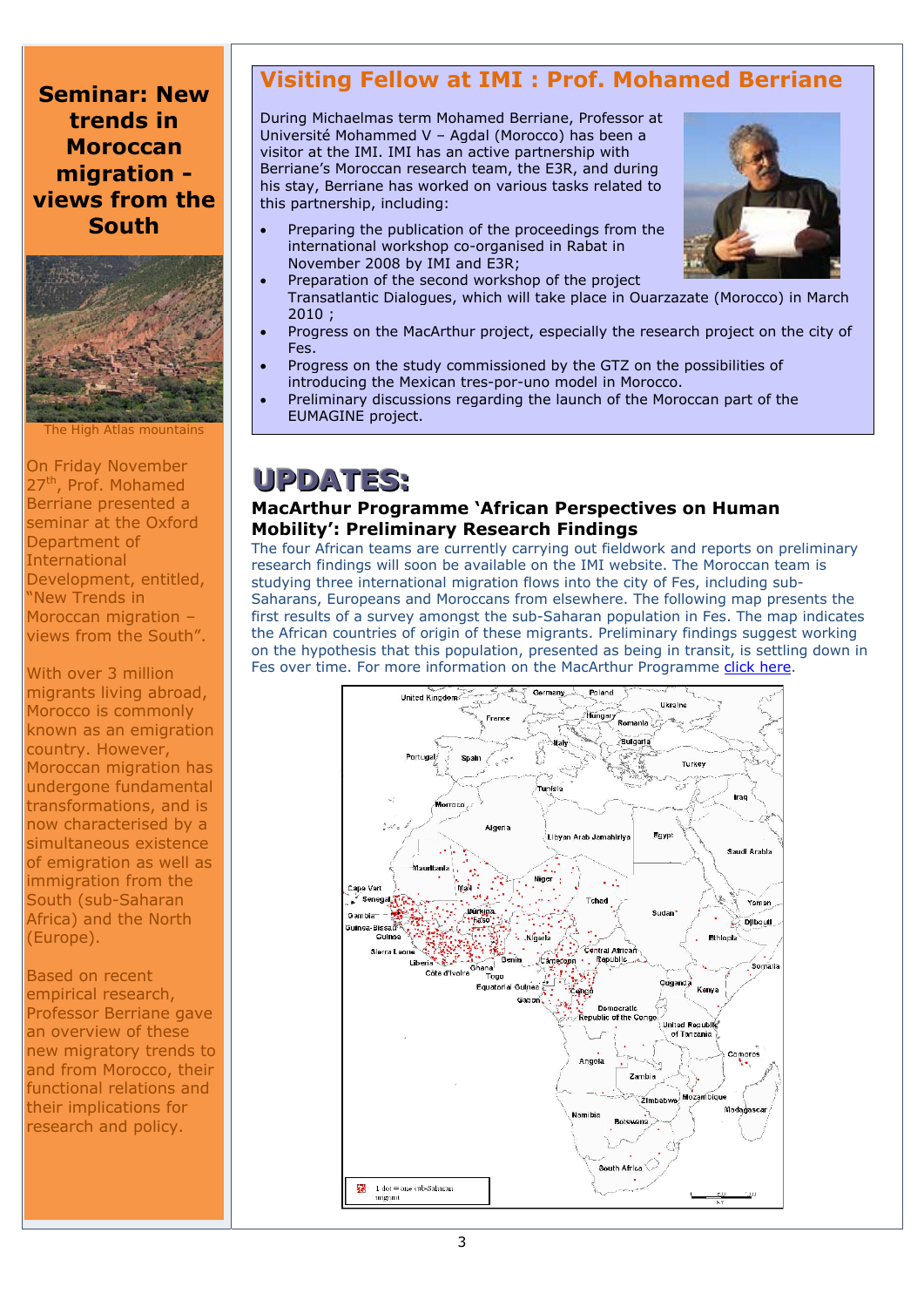## Seminar: New trends in Moroccan migration - views from the South

The High Atlas mountains

On Friday November 27th, Prof. Mohamed Berriane presented a seminar at the Oxford Department of International Development, entitled, "New Trends in Moroccan migration – views from the South".

With over 3 million migrants living abroad, Morocco is commonly known as an emigration country. However, Moroccan migration has undergone fundamental transformations, and is now characterised by a simultaneous existence of emigration as well as immigration from the South (sub-Saharan Africa) and the North (Europe).

Based on recent empirical research, Professor Berriane gave an overview of these new migratory trends to and from Morocco, their functional relations and their implications for research and policy.

## Visiting Fellow at IMI : Prof. Mohamed Berriane

During Michaelmas term Mohamed Berriane, Professor at Université Mohammed V – Agdal (Morocco) has been a visitor at the IMI. IMI has an active partnership with Berriane's Moroccan research team, the E3R, and during his stay, Berriane has worked on various tasks related to this partnership, including:

- Preparing the publication of the proceedings from the international workshop co-organised in Rabat in November 2008 by IMI and E3R;
- Preparation of the second workshop of the project Transatlantic Dialogues, which will take place in Ouarzazate (Morocco) in March 2010 ;
- Progress on the MacArthur project, especially the research project on the city of Fes.
- Progress on the study commissioned by the GTZ on the possibilities of introducing the Mexican tres-por-uno model in Morocco.
- Preliminary discussions regarding the launch of the Moroccan part of the EUMAGINE project.

# UPDATES:

### MacArthur Programme 'African Perspectives on Human Mobility': Preliminary Research Findings

The four African teams are currently carrying out fieldwork and reports on preliminary research findings will soon be available on the IMI website. The Moroccan team is studying three international migration flows into the city of Fes, including sub-Saharans, Europeans and Moroccans from elsewhere. The following map presents the first results of a survey amongst the sub-Saharan population in Fes. The map indicates the African countries of origin of these migrants. Preliminary findings suggest working on the hypothesis that this population, presented as being in transit, is settling down in Fes over time. For more information on the MacArthur Programme click here.

1 dot = one sub-Saharan migrant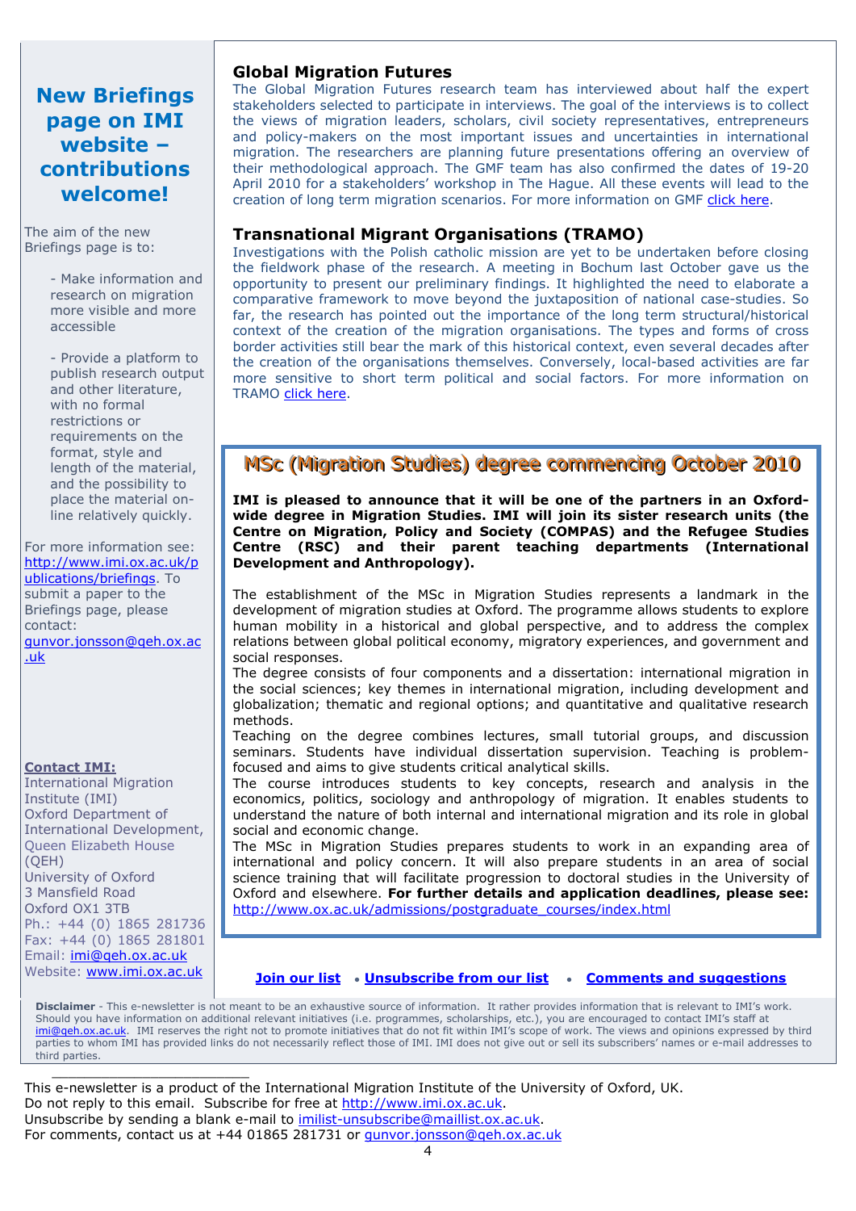## New Briefings page on IMI website – contributions welcome!

The aim of the new Briefings page is to:

- Make information and research on migration more visible and more accessible

- Provide a platform to publish research output and other literature, with no formal restrictions or requirements on the format, style and length of the material, and the possibility to place the material on-line relatively quickly.

For more information see: http://www.imi.ox.ac.uk/publications/briefings. To submit a paper to the Briefings page, please contact: gunvor.jonsson@qeh.ox.ac.uk

**Contact IMI:**
International Migration Institute (IMI)
Oxford Department of International Development,
Queen Elizabeth House (QEH)
University of Oxford
3 Mansfield Road
Oxford OX1 3TB
Ph.: +44 (0) 1865 281736
Fax: +44 (0) 1865 281801
Email: imi@qeh.ox.ac.uk
Website: www.imi.ox.ac.uk

### Global Migration Futures

The Global Migration Futures research team has interviewed about half the expert stakeholders selected to participate in interviews. The goal of the interviews is to collect the views of migration leaders, scholars, civil society representatives, entrepreneurs and policy-makers on the most important issues and uncertainties in international migration. The researchers are planning future presentations offering an overview of their methodological approach. The GMF team has also confirmed the dates of 19-20 April 2010 for a stakeholders' workshop in The Hague. All these events will lead to the creation of long term migration scenarios. For more information on GMF click here.

### Transnational Migrant Organisations (TRAMO)

Investigations with the Polish catholic mission are yet to be undertaken before closing the fieldwork phase of the research. A meeting in Bochum last October gave us the opportunity to present our preliminary findings. It highlighted the need to elaborate a comparative framework to move beyond the juxtaposition of national case-studies. So far, the research has pointed out the importance of the long term structural/historical context of the creation of the migration organisations. The types and forms of cross border activities still bear the mark of this historical context, even several decades after the creation of the organisations themselves. Conversely, local-based activities are far more sensitive to short term political and social factors. For more information on TRAMO click here.

## MSc (Migration Studies) degree commencing October 2010

**IMI is pleased to announce that it will be one of the partners in an Oxford-wide degree in Migration Studies. IMI will join its sister research units (the Centre on Migration, Policy and Society (COMPAS) and the Refugee Studies Centre (RSC) and their parent teaching departments (International Development and Anthropology).**

The establishment of the MSc in Migration Studies represents a landmark in the development of migration studies at Oxford. The programme allows students to explore human mobility in a historical and global perspective, and to address the complex relations between global political economy, migratory experiences, and government and social responses.

The degree consists of four components and a dissertation: international migration in the social sciences; key themes in international migration, including development and globalization; thematic and regional options; and quantitative and qualitative research methods.

Teaching on the degree combines lectures, small tutorial groups, and discussion seminars. Students have individual dissertation supervision. Teaching is problem-focused and aims to give students critical analytical skills.

The course introduces students to key concepts, research and analysis in the economics, politics, sociology and anthropology of migration. It enables students to understand the nature of both internal and international migration and its role in global social and economic change.

The MSc in Migration Studies prepares students to work in an expanding area of international and policy concern. It will also prepare students in an area of social science training that will facilitate progression to doctoral studies in the University of Oxford and elsewhere. **For further details and application deadlines, please see:** http://www.ox.ac.uk/admissions/postgraduate_courses/index.html

**Join our list** • **Unsubscribe from our list** • **Comments and suggestions**

**Disclaimer** - This e-newsletter is not meant to be an exhaustive source of information. It rather provides information that is relevant to IMI's work. Should you have information on additional relevant initiatives (i.e. programmes, scholarships, etc.), you are encouraged to contact IMI's staff at imi@qeh.ox.ac.uk. IMI reserves the right not to promote initiatives that do not fit within IMI's scope of work. The views and opinions expressed by third parties to whom IMI has provided links do not necessarily reflect those of IMI. IMI does not give out or sell its subscribers' names or e-mail addresses to third parties.

---

This e-newsletter is a product of the International Migration Institute of the University of Oxford, UK.
Do not reply to this email. Subscribe for free at http://www.imi.ox.ac.uk.
Unsubscribe by sending a blank e-mail to imilist-unsubscribe@maillist.ox.ac.uk.
For comments, contact us at +44 01865 281731 or gunvor.jonsson@qeh.ox.ac.uk